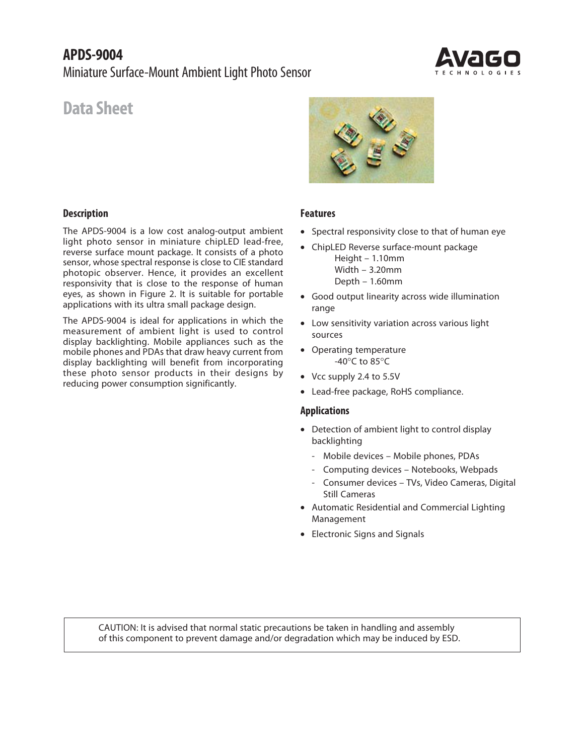# APDS-9004

Miniature Surface-Mount Ambient Light Photo Sensor

## Data Sheet

### Description

The APDS-9004 is a low cost analog-output ambient light photo sensor in miniature chipLED lead-free, reverse surface mount package. It consists of a photo sensor, whose spectral response is close to CIE standard photopic observer. Hence, it provides an excellent responsivity that is close to the response of human eyes, as shown in Figure 2. It is suitable for portable applications with its ultra small package design.

The APDS-9004 is ideal for applications in which the measurement of ambient light is used to control display backlighting. Mobile appliances such as the mobile phones and PDAs that draw heavy current from display backlighting will benefit from incorporating these photo sensor products in their designs by reducing power consumption significantly.

### Features

- Spectral responsivity close to that of human eye
- ChipLED Reverse surface-mount package
  - Height – 1.10mm
  - Width – 3.20mm
  - Depth – 1.60mm
- Good output linearity across wide illumination range
- Low sensitivity variation across various light sources
- Operating temperature
  - -40°C to 85°C
- Vcc supply 2.4 to 5.5V
- Lead-free package, RoHS compliance.

### Applications

- Detection of ambient light to control display backlighting
  - Mobile devices – Mobile phones, PDAs
  - Computing devices – Notebooks, Webpads
  - Consumer devices – TVs, Video Cameras, Digital Still Cameras
- Automatic Residential and Commercial Lighting Management
- Electronic Signs and Signals

CAUTION: It is advised that normal static precautions be taken in handling and assembly of this component to prevent damage and/or degradation which may be induced by ESD.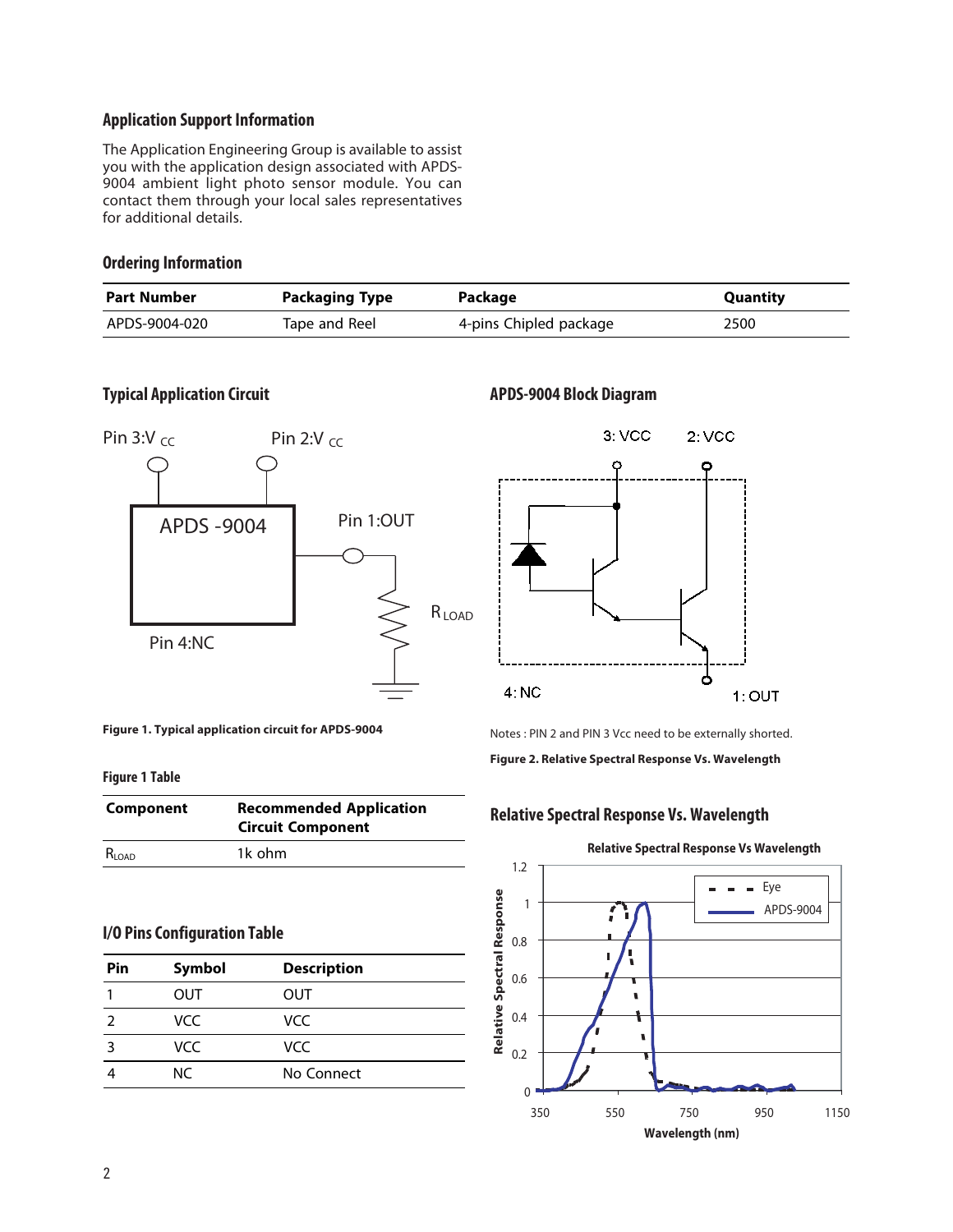## Application Support Information

The Application Engineering Group is available to assist you with the application design associated with APDS-9004 ambient light photo sensor module. You can contact them through your local sales representatives for additional details.

## Ordering Information

| Part Number | Packaging Type | Package | Quantity |
|---|---|---|---|
| APDS-9004-020 | Tape and Reel | 4-pins Chipled package | 2500 |

## Typical Application Circuit

Pin 3:V CC

Pin 2:V CC

APDS -9004

Pin 1:OUT

$R_{LOAD}$

Pin 4:NC

**Figure 1. Typical application circuit for APDS-9004**

## APDS-9004 Block Diagram

3: VCC

2: VCC

4: NC

1: OUT

Notes : PIN 2 and PIN 3 Vcc need to be externally shorted.

**Figure 2. Relative Spectral Response Vs. Wavelength**

### Figure 1 Table

| Component | Recommended Application Circuit Component |
|---|---|
| $R_{LOAD}$ | 1k ohm |

## I/O Pins Configuration Table

| Pin | Symbol | Description |
|---|---|---|
| 1 | OUT | OUT |
| 2 | VCC | VCC |
| 3 | VCC | VCC |
| 4 | NC | No Connect |

## Relative Spectral Response Vs. Wavelength

**Relative Spectral Response Vs Wavelength**

Relative Spectral Response

Wavelength (nm)

Eye

APDS-9004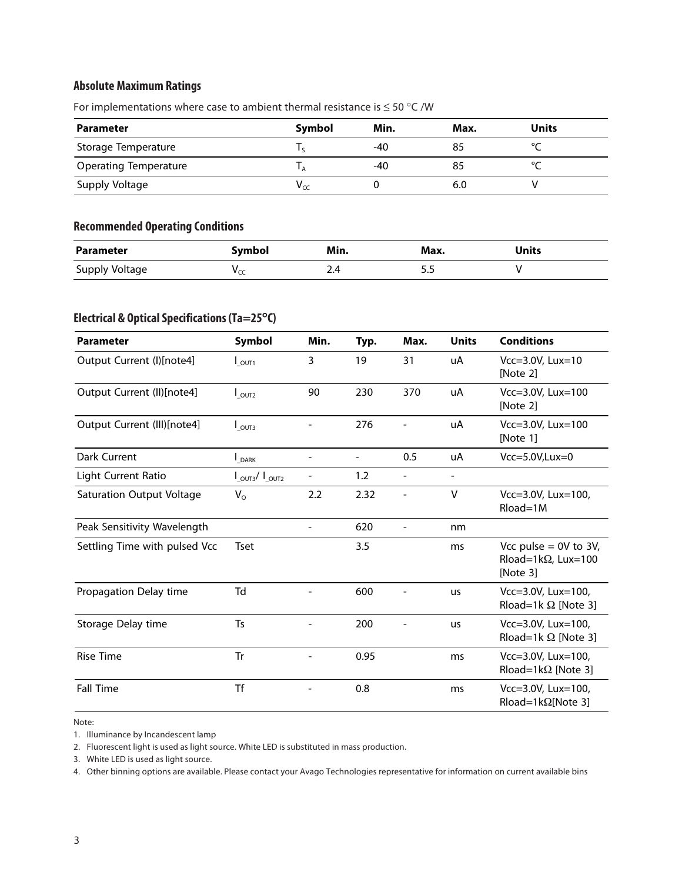## Absolute Maximum Ratings

For implementations where case to ambient thermal resistance is ≤ 50 °C /W

| Parameter | Symbol | Min. | Max. | Units |
|---|---|---|---|---|
| Storage Temperature | $T_S$ | -40 | 85 | °C |
| Operating Temperature | $T_A$ | -40 | 85 | °C |
| Supply Voltage | $V_{CC}$ | 0 | 6.0 | V |

## Recommended Operating Conditions

| Parameter | Symbol | Min. | Max. | Units |
|---|---|---|---|---|
| Supply Voltage | $V_{CC}$ | 2.4 | 5.5 | V |

## Electrical & Optical Specifications (Ta=25°C)

| Parameter | Symbol | Min. | Typ. | Max. | Units | Conditions |
|---|---|---|---|---|---|---|
| Output Current (I)[note4] | $I_{\_OUT1}$ | 3 | 19 | 31 | uA | Vcc=3.0V, Lux=10 [Note 2] |
| Output Current (II)[note4] | $I_{\_OUT2}$ | 90 | 230 | 370 | uA | Vcc=3.0V, Lux=100 [Note 2] |
| Output Current (III)[note4] | $I_{\_OUT3}$ | - | 276 | - | uA | Vcc=3.0V, Lux=100 [Note 1] |
| Dark Current | $I_{\_DARK}$ | - | - | 0.5 | uA | Vcc=5.0V,Lux=0 |
| Light Current Ratio | $I_{\_OUT3}/ I_{\_OUT2}$ | - | 1.2 | - | - | |
| Saturation Output Voltage | $V_O$ | 2.2 | 2.32 | - | V | Vcc=3.0V, Lux=100, Rload=1M |
| Peak Sensitivity Wavelength | | - | 620 | - | nm | |
| Settling Time with pulsed Vcc | Tset | | 3.5 | | ms | Vcc pulse = 0V to 3V, Rload=1kΩ, Lux=100 [Note 3] |
| Propagation Delay time | Td | - | 600 | - | us | Vcc=3.0V, Lux=100, Rload=1k Ω [Note 3] |
| Storage Delay time | Ts | - | 200 | - | us | Vcc=3.0V, Lux=100, Rload=1k Ω [Note 3] |
| Rise Time | Tr | - | 0.95 | | ms | Vcc=3.0V, Lux=100, Rload=1kΩ [Note 3] |
| Fall Time | Tf | - | 0.8 | | ms | Vcc=3.0V, Lux=100, Rload=1kΩ[Note 3] |

Note:

1. Illuminance by Incandescent lamp
2. Fluorescent light is used as light source. White LED is substituted in mass production.
3. White LED is used as light source.
4. Other binning options are available. Please contact your Avago Technologies representative for information on current available bins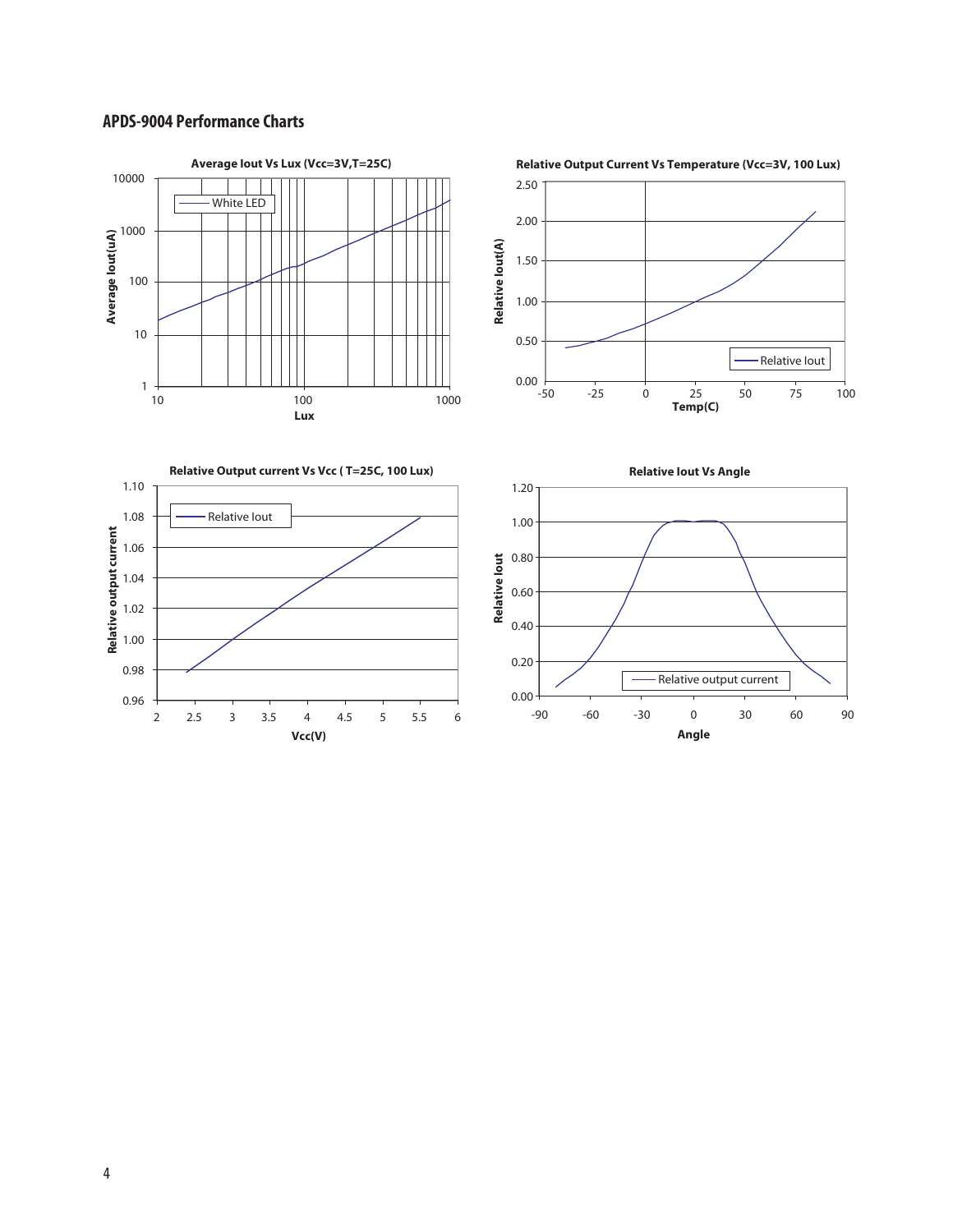## APDS-9004 Performance Charts

**Average Iout Vs Lux (Vcc=3V,T=25C)**

Average Iout(uA)

10000
1000
100
10
1

White LED

10
100
1000

**Lux**

**Relative Output Current Vs Temperature (Vcc=3V, 100 Lux)**

Relative Iout(A)

2.50
2.00
1.50
1.00
0.50
0.00

Relative Iout

-50
-25
0
25
50
75
100

**Temp(C)**

**Relative Output current Vs Vcc ( T=25C, 100 Lux)**

Relative output current

1.10
1.08
1.06
1.04
1.02
1.00
0.98
0.96

Relative Iout

2
2.5
3
3.5
4
4.5
5
5.5
6

**Vcc(V)**

**Relative Iout Vs Angle**

Relative Iout

1.20
1.00
0.80
0.60
0.40
0.20
0.00

Relative output current

-90
-60
-30
0
30
60
90

**Angle**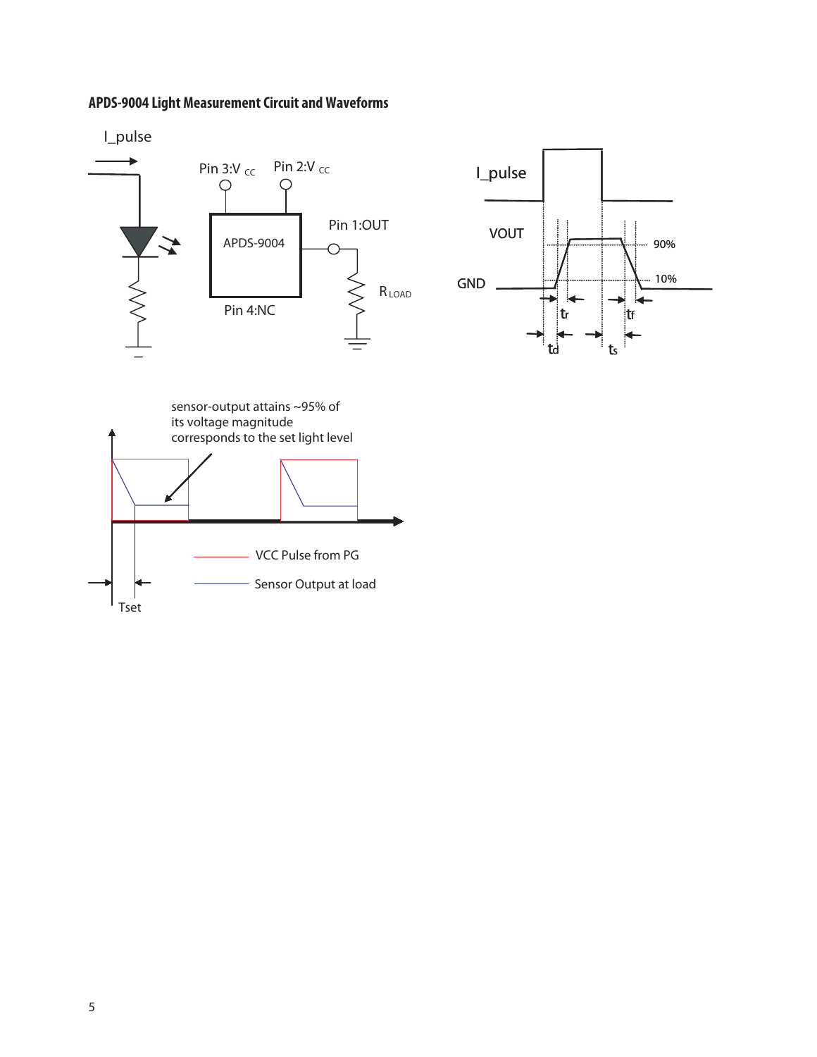**APDS-9004 Light Measurement Circuit and Waveforms**

I_pulse

Pin 3:V CC

Pin 2:V CC

APDS-9004

Pin 1:OUT

R LOAD

Pin 4:NC

I_pulse

VOUT

90%

10%

GND

$t_r$

$t_f$

$t_d$

$t_s$

sensor-output attains ~95% of its voltage magnitude corresponds to the set light level

VCC Pulse from PG

Sensor Output at load

Tset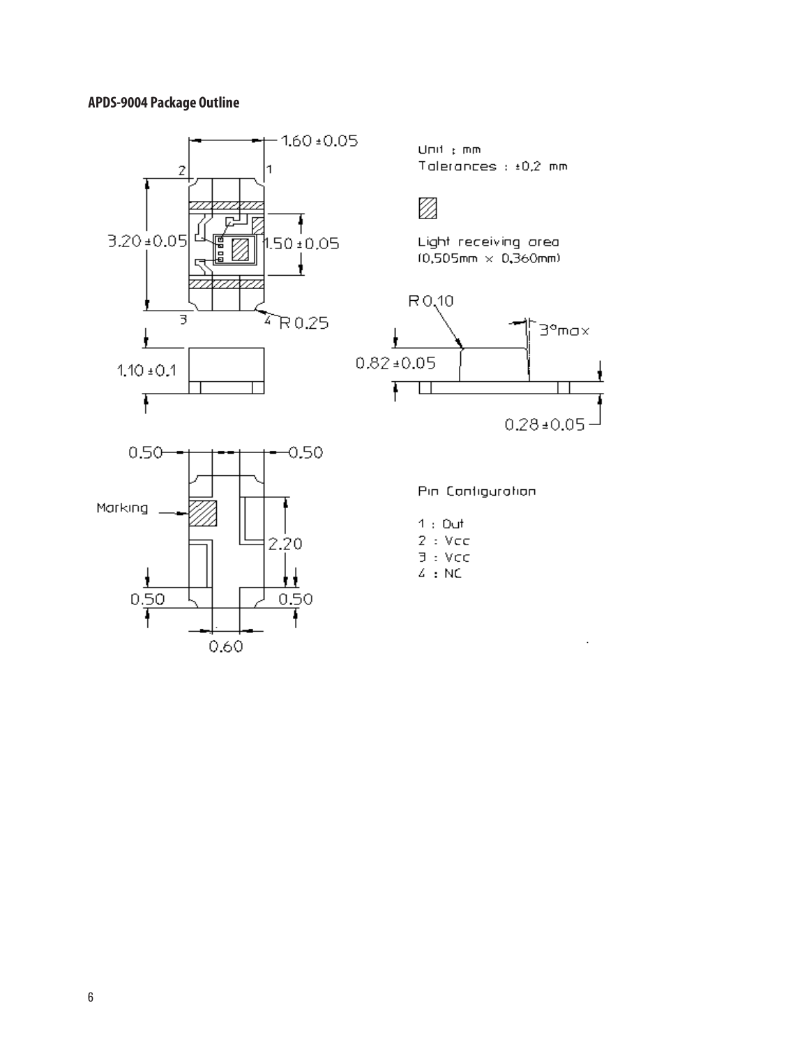## APDS-9004 Package Outline

Unit : mm

Tolerances : ±0.2 mm

Light receiving area (0.505mm × 0.360mm)

Pin Configuration

1 : Out

2 : Vcc

3 : Vcc

4 : NC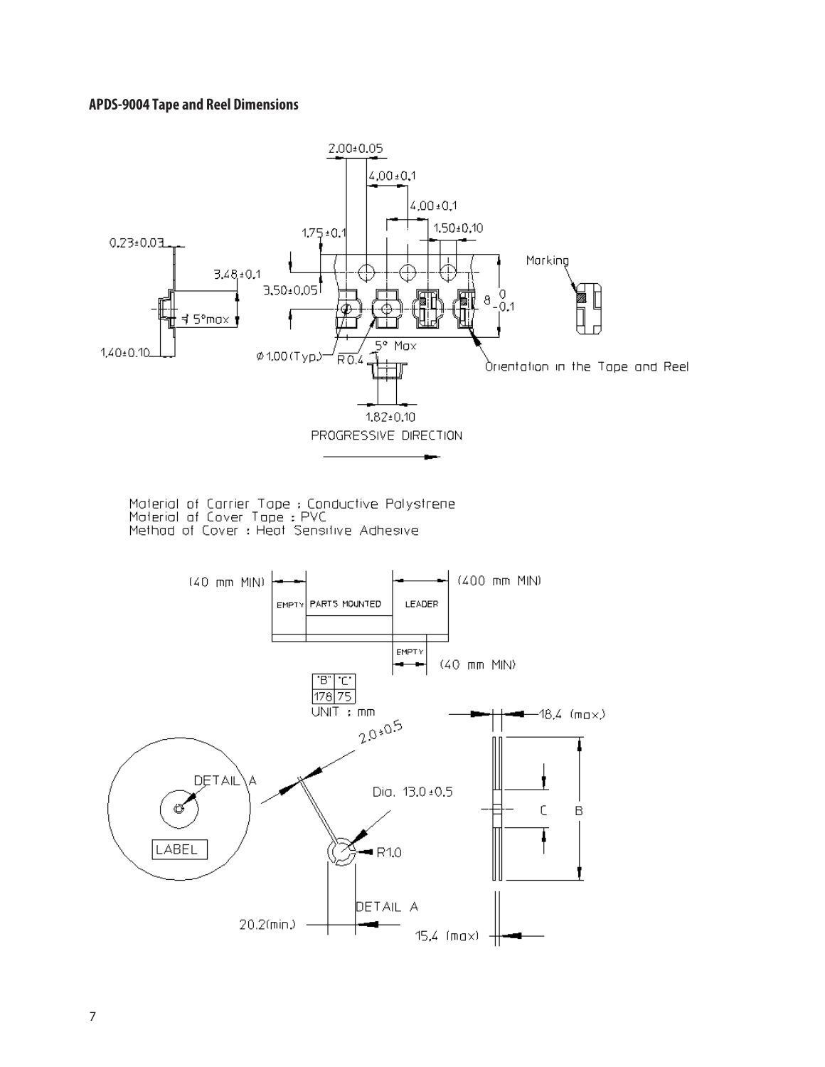### APDS-9004 Tape and Reel Dimensions

2.00±0.05

4.00±0.1

4.00±0.1

1.50±0.10

1.75±0.1

0.23±0.03

3.48±0.1

3.50±0.05

8 $^{0}_{-0.1}$

5°max

1.40±0.10

Ø1.00(Typ.)

R0.4

5° Max

1.82±0.10

Marking

Orientation in the Tape and Reel

PROGRESSIVE DIRECTION

Material of Carrier Tape : Conductive Polystrene
Material of Cover Tape : PVC
Method of Cover : Heat Sensitive Adhesive

(40 mm MIN) EMPTY | PARTS MOUNTED | LEADER (400 mm MIN)

EMPTY (40 mm MIN)

| "B" | "C" |
| --- | --- |
| 178 | 75 |

UNIT : mm

DETAIL A

LABEL

2.0±0.5

Dia. 13.0±0.5

R1.0

DETAIL A

20.2(min.)

18.4 (max.)

C

B

15.4 (max)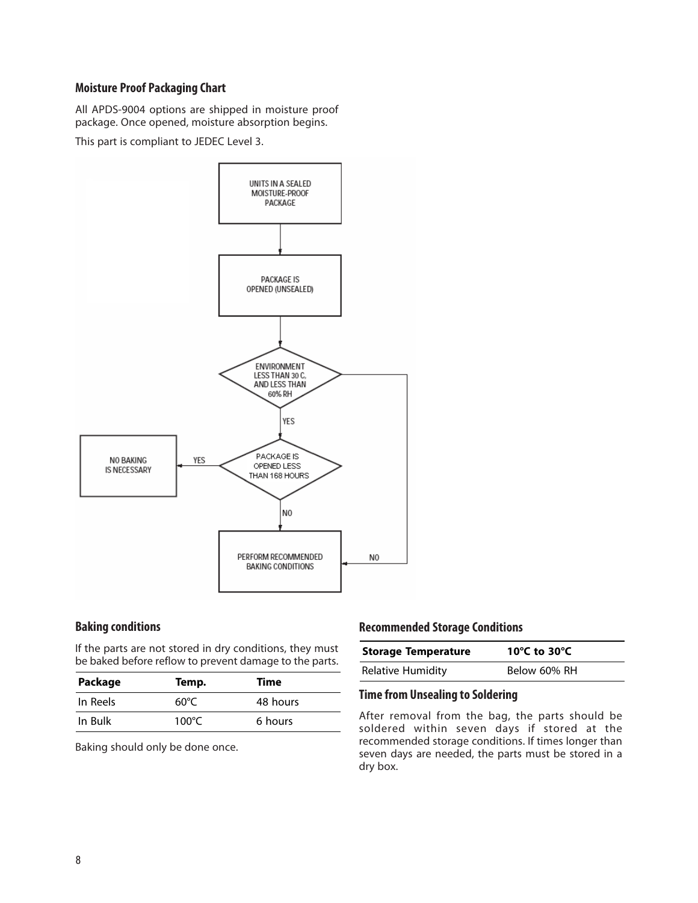## Moisture Proof Packaging Chart

All APDS-9004 options are shipped in moisture proof package. Once opened, moisture absorption begins.

This part is compliant to JEDEC Level 3.

UNITS IN A SEALED MOISTURE-PROOF PACKAGE

PACKAGE IS OPENED (UNSEALED)

ENVIRONMENT LESS THAN 30 C, AND LESS THAN 60% RH

YES

PACKAGE IS OPENED LESS THAN 168 HOURS

YES

NO BAKING IS NECESSARY

NO

PERFORM RECOMMENDED BAKING CONDITIONS

NO

## Baking conditions

If the parts are not stored in dry conditions, they must be baked before reflow to prevent damage to the parts.

| Package | Temp. | Time |
|---|---|---|
| In Reels | 60°C | 48 hours |
| In Bulk | 100°C | 6 hours |

Baking should only be done once.

## Recommended Storage Conditions

| Storage Temperature | 10°C to 30°C |
|---|---|
| Relative Humidity | Below 60% RH |

## Time from Unsealing to Soldering

After removal from the bag, the parts should be soldered within seven days if stored at the recommended storage conditions. If times longer than seven days are needed, the parts must be stored in a dry box.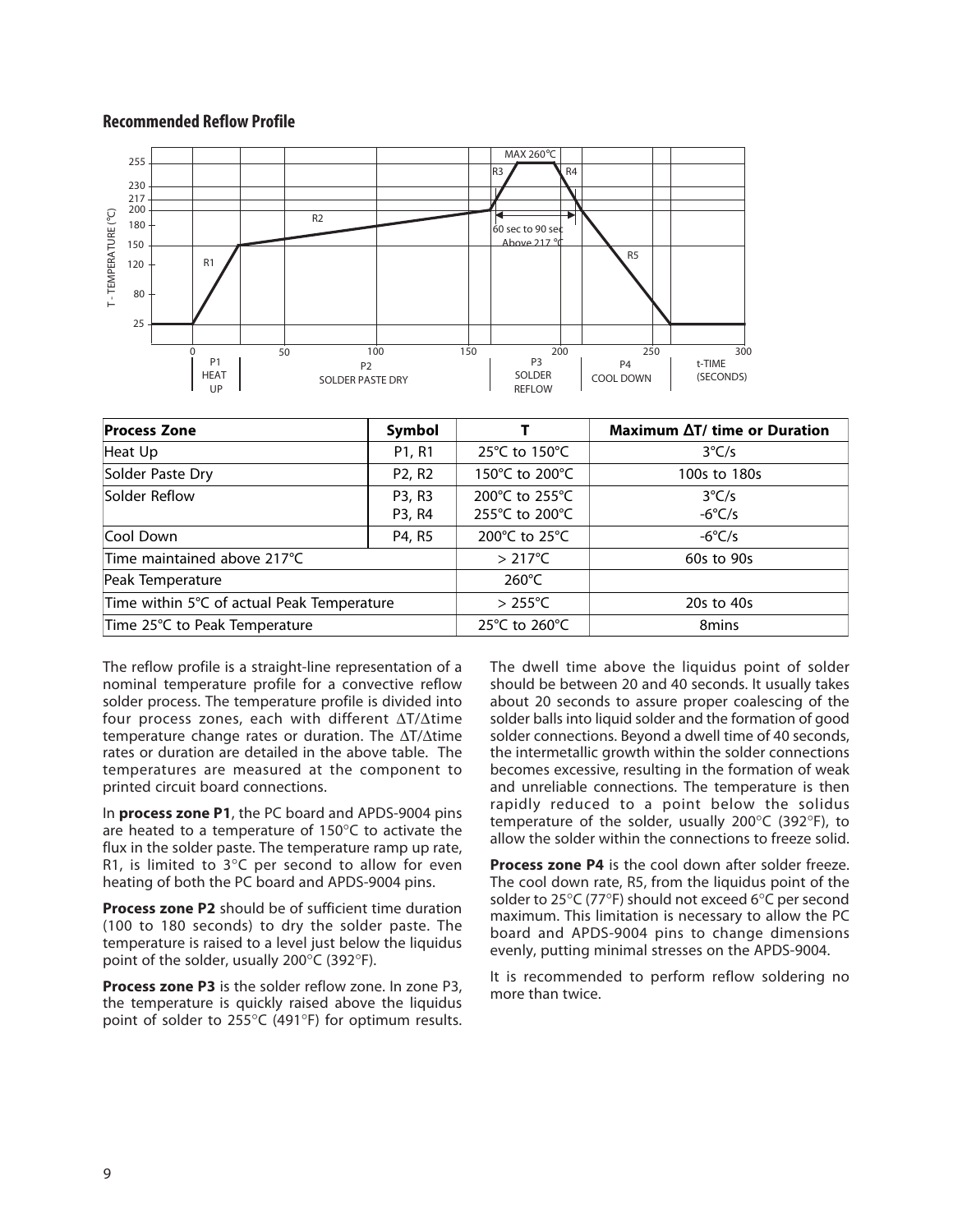## Recommended Reflow Profile

| Process Zone | Symbol | T | Maximum ΔT/ time or Duration |
|---|---|---|---|
| Heat Up | P1, R1 | 25°C to 150°C | 3°C/s |
| Solder Paste Dry | P2, R2 | 150°C to 200°C | 100s to 180s |
| Solder Reflow | P3, R3<br>P3, R4 | 200°C to 255°C<br>255°C to 200°C | 3°C/s<br>-6°C/s |
| Cool Down | P4, R5 | 200°C to 25°C | -6°C/s |
| Time maintained above 217°C | | > 217°C | 60s to 90s |
| Peak Temperature | | 260°C | |
| Time within 5°C of actual Peak Temperature | | > 255°C | 20s to 40s |
| Time 25°C to Peak Temperature | | 25°C to 260°C | 8mins |

The reflow profile is a straight-line representation of a nominal temperature profile for a convective reflow solder process. The temperature profile is divided into four process zones, each with different ΔT/Δtime temperature change rates or duration. The ΔT/Δtime rates or duration are detailed in the above table. The temperatures are measured at the component to printed circuit board connections.

In **process zone P1**, the PC board and APDS-9004 pins are heated to a temperature of 150°C to activate the flux in the solder paste. The temperature ramp up rate, R1, is limited to 3°C per second to allow for even heating of both the PC board and APDS-9004 pins.

**Process zone P2** should be of sufficient time duration (100 to 180 seconds) to dry the solder paste. The temperature is raised to a level just below the liquidus point of the solder, usually 200°C (392°F).

**Process zone P3** is the solder reflow zone. In zone P3, the temperature is quickly raised above the liquidus point of solder to 255°C (491°F) for optimum results. The dwell time above the liquidus point of solder should be between 20 and 40 seconds. It usually takes about 20 seconds to assure proper coalescing of the solder balls into liquid solder and the formation of good solder connections. Beyond a dwell time of 40 seconds, the intermetallic growth within the solder connections becomes excessive, resulting in the formation of weak and unreliable connections. The temperature is then rapidly reduced to a point below the solidus temperature of the solder, usually 200°C (392°F), to allow the solder within the connections to freeze solid.

**Process zone P4** is the cool down after solder freeze. The cool down rate, R5, from the liquidus point of the solder to 25°C (77°F) should not exceed 6°C per second maximum. This limitation is necessary to allow the PC board and APDS-9004 pins to change dimensions evenly, putting minimal stresses on the APDS-9004.

It is recommended to perform reflow soldering no more than twice.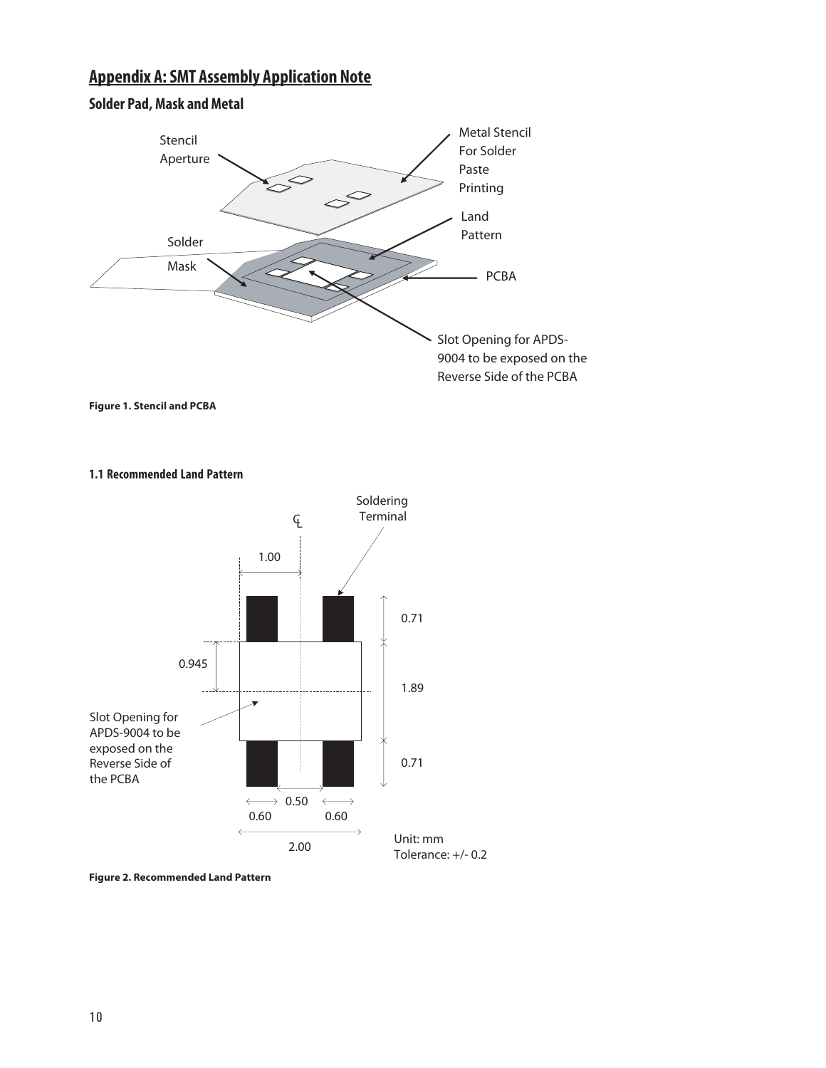# Appendix A: SMT Assembly Application Note

## Solder Pad, Mask and Metal

Stencil Aperture

Metal Stencil For Solder Paste Printing

Land Pattern

Solder Mask

PCBA

Slot Opening for APDS-9004 to be exposed on the Reverse Side of the PCBA

**Figure 1. Stencil and PCBA**

### 1.1 Recommended Land Pattern

Soldering Terminal

CL

1.00

0.71

0.945

1.89

Slot Opening for APDS-9004 to be exposed on the Reverse Side of the PCBA

0.71

0.50

0.60 0.60

2.00

Unit: mm
Tolerance: +/- 0.2

**Figure 2. Recommended Land Pattern**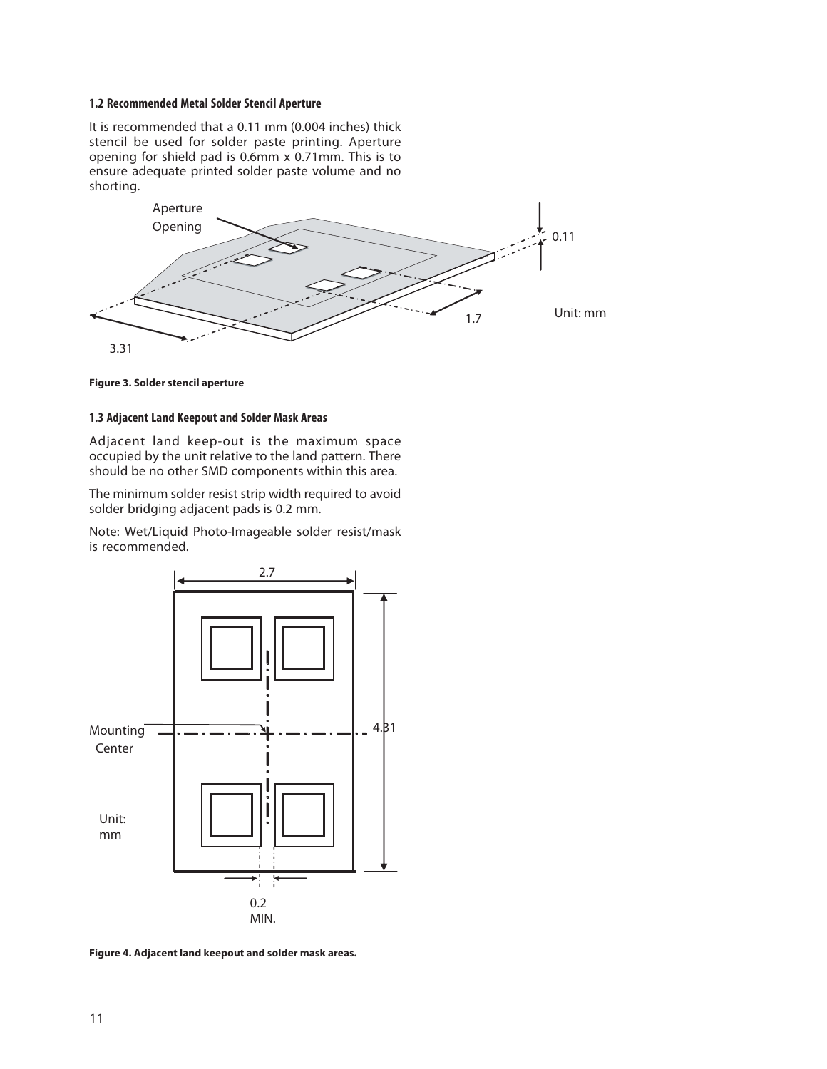### 1.2 Recommended Metal Solder Stencil Aperture

It is recommended that a 0.11 mm (0.004 inches) thick stencil be used for solder paste printing. Aperture opening for shield pad is 0.6mm x 0.71mm. This is to ensure adequate printed solder paste volume and no shorting.

**Figure 3. Solder stencil aperture**

### 1.3 Adjacent Land Keepout and Solder Mask Areas

Adjacent land keep-out is the maximum space occupied by the unit relative to the land pattern. There should be no other SMD components within this area.

The minimum solder resist strip width required to avoid solder bridging adjacent pads is 0.2 mm.

Note: Wet/Liquid Photo-Imageable solder resist/mask is recommended.

**Figure 4. Adjacent land keepout and solder mask areas.**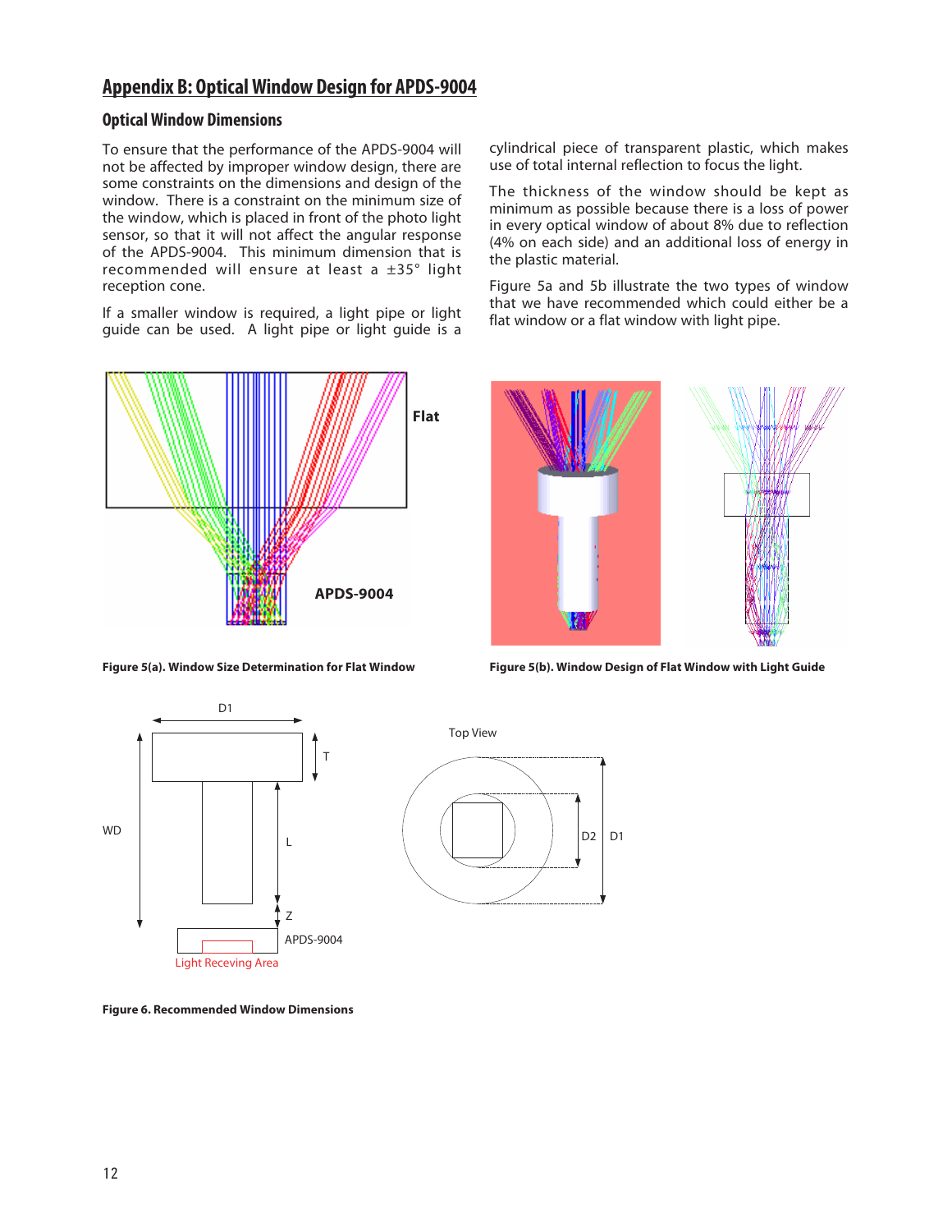## Appendix B: Optical Window Design for APDS-9004

### Optical Window Dimensions

To ensure that the performance of the APDS-9004 will not be affected by improper window design, there are some constraints on the dimensions and design of the window. There is a constraint on the minimum size of the window, which is placed in front of the photo light sensor, so that it will not affect the angular response of the APDS-9004. This minimum dimension that is recommended will ensure at least a ±35° light reception cone.

If a smaller window is required, a light pipe or light guide can be used. A light pipe or light guide is a cylindrical piece of transparent plastic, which makes use of total internal reflection to focus the light.

The thickness of the window should be kept as minimum as possible because there is a loss of power in every optical window of about 8% due to reflection (4% on each side) and an additional loss of energy in the plastic material.

Figure 5a and 5b illustrate the two types of window that we have recommended which could either be a flat window or a flat window with light pipe.

Figure 5(a). Window Size Determination for Flat Window

Figure 5(b). Window Design of Flat Window with Light Guide

Figure 6. Recommended Window Dimensions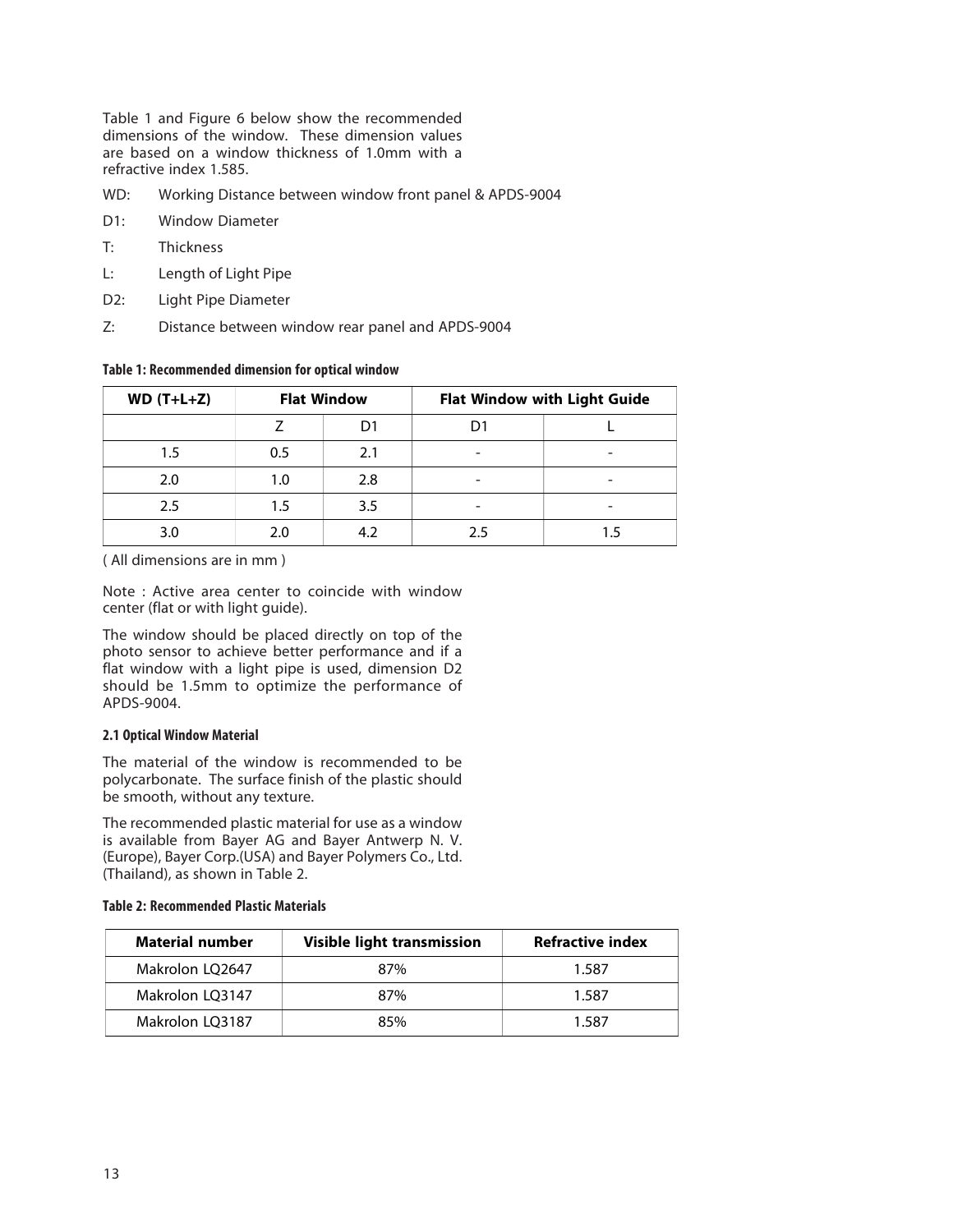Table 1 and Figure 6 below show the recommended dimensions of the window. These dimension values are based on a window thickness of 1.0mm with a refractive index 1.585.

WD: Working Distance between window front panel & APDS-9004

D1: Window Diameter

T: Thickness

L: Length of Light Pipe

D2: Light Pipe Diameter

Z: Distance between window rear panel and APDS-9004

**Table 1: Recommended dimension for optical window**

| WD (T+L+Z) | Flat Window | | Flat Window with Light Guide | |
|---|---|---|---|---|
| | Z | D1 | D1 | L |
| 1.5 | 0.5 | 2.1 | - | - |
| 2.0 | 1.0 | 2.8 | - | - |
| 2.5 | 1.5 | 3.5 | - | - |
| 3.0 | 2.0 | 4.2 | 2.5 | 1.5 |

( All dimensions are in mm )

Note : Active area center to coincide with window center (flat or with light guide).

The window should be placed directly on top of the photo sensor to achieve better performance and if a flat window with a light pipe is used, dimension D2 should be 1.5mm to optimize the performance of APDS-9004.

### 2.1 Optical Window Material

The material of the window is recommended to be polycarbonate. The surface finish of the plastic should be smooth, without any texture.

The recommended plastic material for use as a window is available from Bayer AG and Bayer Antwerp N. V. (Europe), Bayer Corp.(USA) and Bayer Polymers Co., Ltd. (Thailand), as shown in Table 2.

**Table 2: Recommended Plastic Materials**

| Material number | Visible light transmission | Refractive index |
|---|---|---|
| Makrolon LQ2647 | 87% | 1.587 |
| Makrolon LQ3147 | 87% | 1.587 |
| Makrolon LQ3187 | 85% | 1.587 |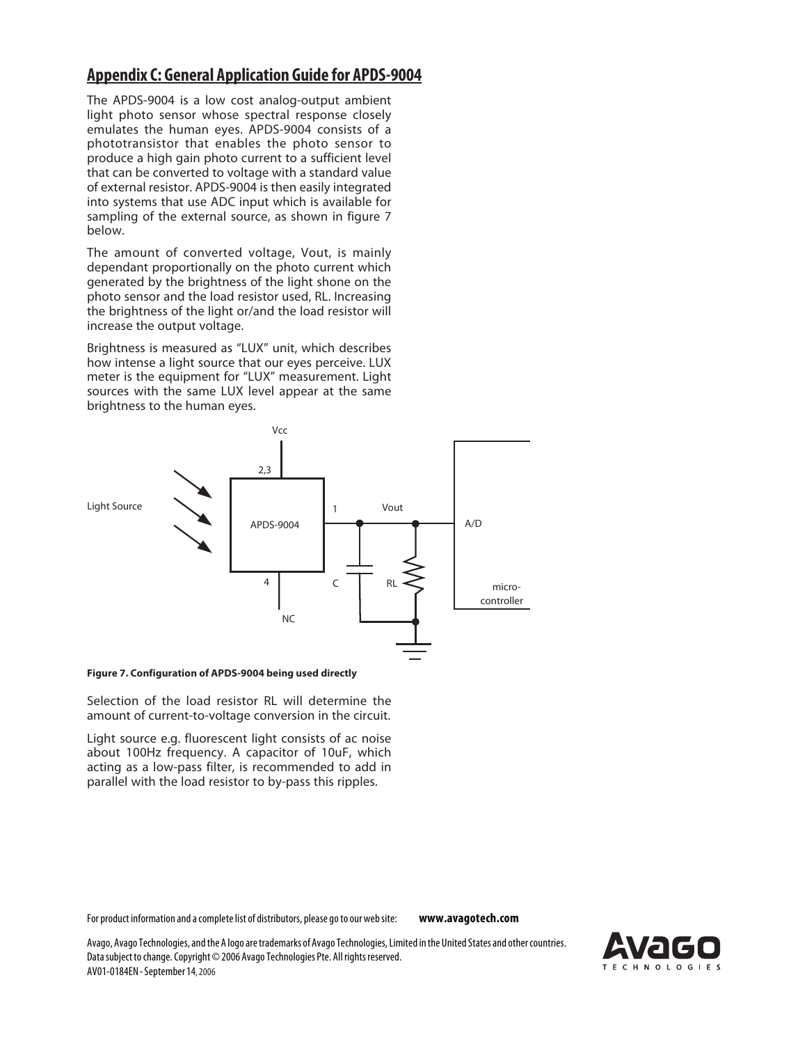## Appendix C: General Application Guide for APDS-9004

The APDS-9004 is a low cost analog-output ambient light photo sensor whose spectral response closely emulates the human eyes. APDS-9004 consists of a phototransistor that enables the photo sensor to produce a high gain photo current to a sufficient level that can be converted to voltage with a standard value of external resistor. APDS-9004 is then easily integrated into systems that use ADC input which is available for sampling of the external source, as shown in figure 7 below.

The amount of converted voltage, Vout, is mainly dependant proportionally on the photo current which generated by the brightness of the light shone on the photo sensor and the load resistor used, RL. Increasing the brightness of the light or/and the load resistor will increase the output voltage.

Brightness is measured as "LUX" unit, which describes how intense a light source that our eyes perceive. LUX meter is the equipment for "LUX" measurement. Light sources with the same LUX level appear at the same brightness to the human eyes.

Vcc
2,3
Light Source
APDS-9004
1
Vout
A/D
4
C
RL
micro-controller
NC

**Figure 7. Configuration of APDS-9004 being used directly**

Selection of the load resistor RL will determine the amount of current-to-voltage conversion in the circuit.

Light source e.g. fluorescent light consists of ac noise about 100Hz frequency. A capacitor of 10uF, which acting as a low-pass filter, is recommended to add in parallel with the load resistor to by-pass this ripples.

For product information and a complete list of distributors, please go to our web site: **www.avagotech.com**

Avago, Avago Technologies, and the A logo are trademarks of Avago Technologies, Limited in the United States and other countries.
Data subject to change. Copyright © 2006 Avago Technologies Pte. All rights reserved.
AV01-0184EN - September 14, 2006